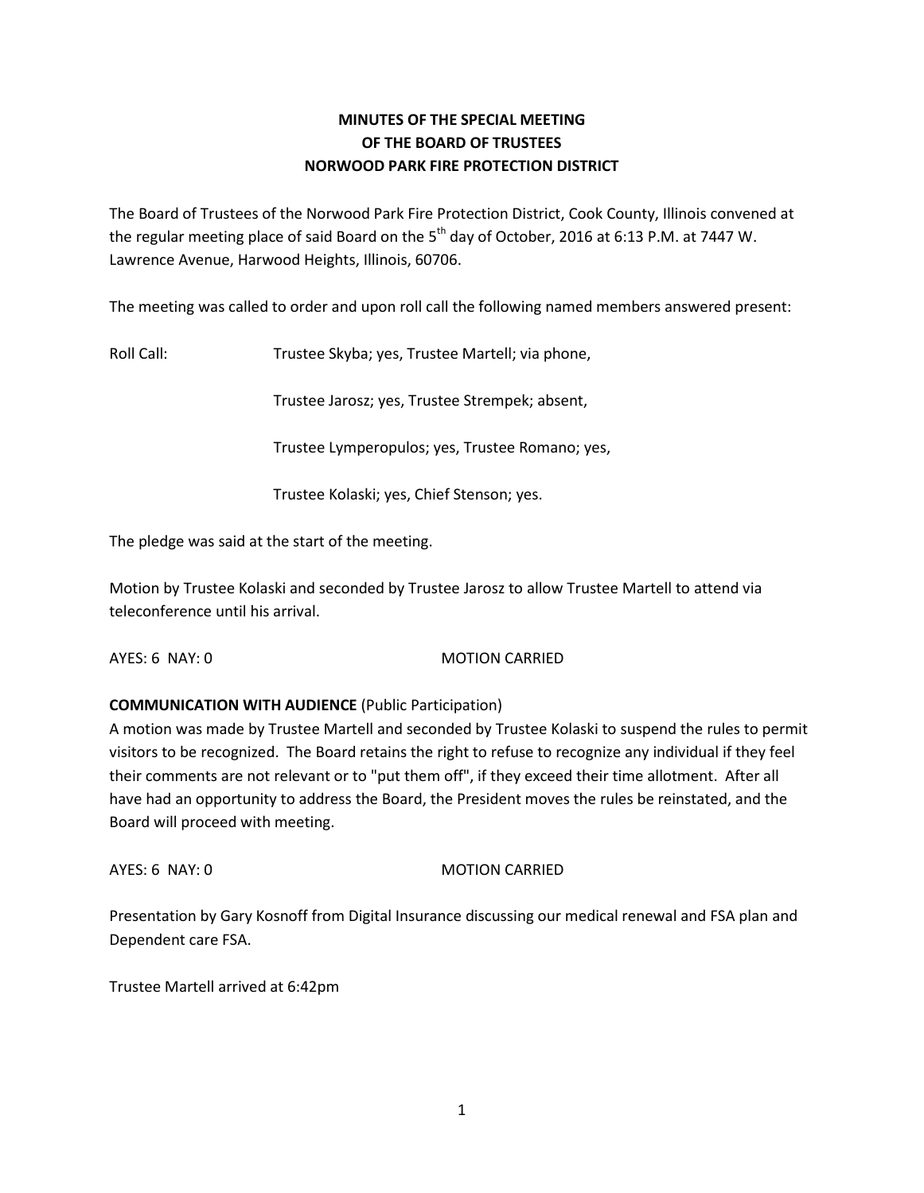# MINUTES OF THE SPECIAL MEETING
# OF THE BOARD OF TRUSTEES
# NORWOOD PARK FIRE PROTECTION DISTRICT

The Board of Trustees of the Norwood Park Fire Protection District, Cook County, Illinois convened at the regular meeting place of said Board on the 5th day of October, 2016 at 6:13 P.M. at 7447 W. Lawrence Avenue, Harwood Heights, Illinois, 60706.

The meeting was called to order and upon roll call the following named members answered present:

Roll Call: Trustee Skyba; yes, Trustee Martell; via phone,

Trustee Jarosz; yes, Trustee Strempek; absent,

Trustee Lymperopulos; yes, Trustee Romano; yes,

Trustee Kolaski; yes, Chief Stenson; yes.

The pledge was said at the start of the meeting.

Motion by Trustee Kolaski and seconded by Trustee Jarosz to allow Trustee Martell to attend via teleconference until his arrival.

AYES: 6 NAY: 0 MOTION CARRIED

**COMMUNICATION WITH AUDIENCE** (Public Participation)
A motion was made by Trustee Martell and seconded by Trustee Kolaski to suspend the rules to permit visitors to be recognized. The Board retains the right to refuse to recognize any individual if they feel their comments are not relevant or to "put them off", if they exceed their time allotment. After all have had an opportunity to address the Board, the President moves the rules be reinstated, and the Board will proceed with meeting.

AYES: 6 NAY: 0 MOTION CARRIED

Presentation by Gary Kosnoff from Digital Insurance discussing our medical renewal and FSA plan and Dependent care FSA.

Trustee Martell arrived at 6:42pm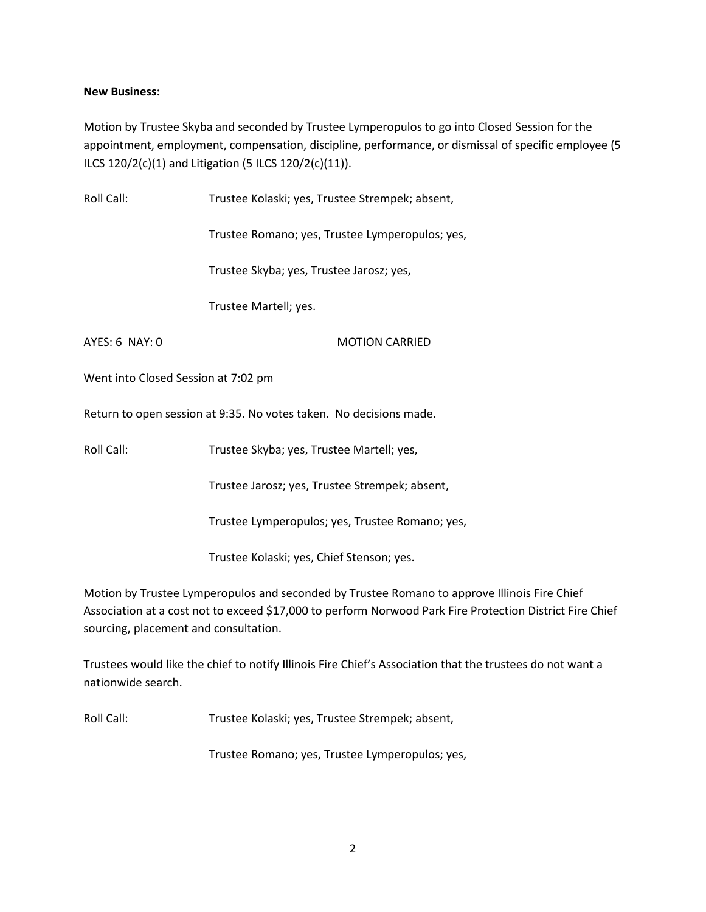**New Business:**

Motion by Trustee Skyba and seconded by Trustee Lymperopulos to go into Closed Session for the appointment, employment, compensation, discipline, performance, or dismissal of specific employee (5 ILCS 120/2(c)(1) and Litigation (5 ILCS 120/2(c)(11)).

Roll Call: Trustee Kolaski; yes, Trustee Strempek; absent,

Trustee Romano; yes, Trustee Lymperopulos; yes,

Trustee Skyba; yes, Trustee Jarosz; yes,

Trustee Martell; yes.

AYES: 6 NAY: 0 MOTION CARRIED

Went into Closed Session at 7:02 pm

Return to open session at 9:35. No votes taken. No decisions made.

Roll Call: Trustee Skyba; yes, Trustee Martell; yes,

Trustee Jarosz; yes, Trustee Strempek; absent,

Trustee Lymperopulos; yes, Trustee Romano; yes,

Trustee Kolaski; yes, Chief Stenson; yes.

Motion by Trustee Lymperopulos and seconded by Trustee Romano to approve Illinois Fire Chief Association at a cost not to exceed $17,000 to perform Norwood Park Fire Protection District Fire Chief sourcing, placement and consultation.

Trustees would like the chief to notify Illinois Fire Chief's Association that the trustees do not want a nationwide search.

Roll Call: Trustee Kolaski; yes, Trustee Strempek; absent,

Trustee Romano; yes, Trustee Lymperopulos; yes,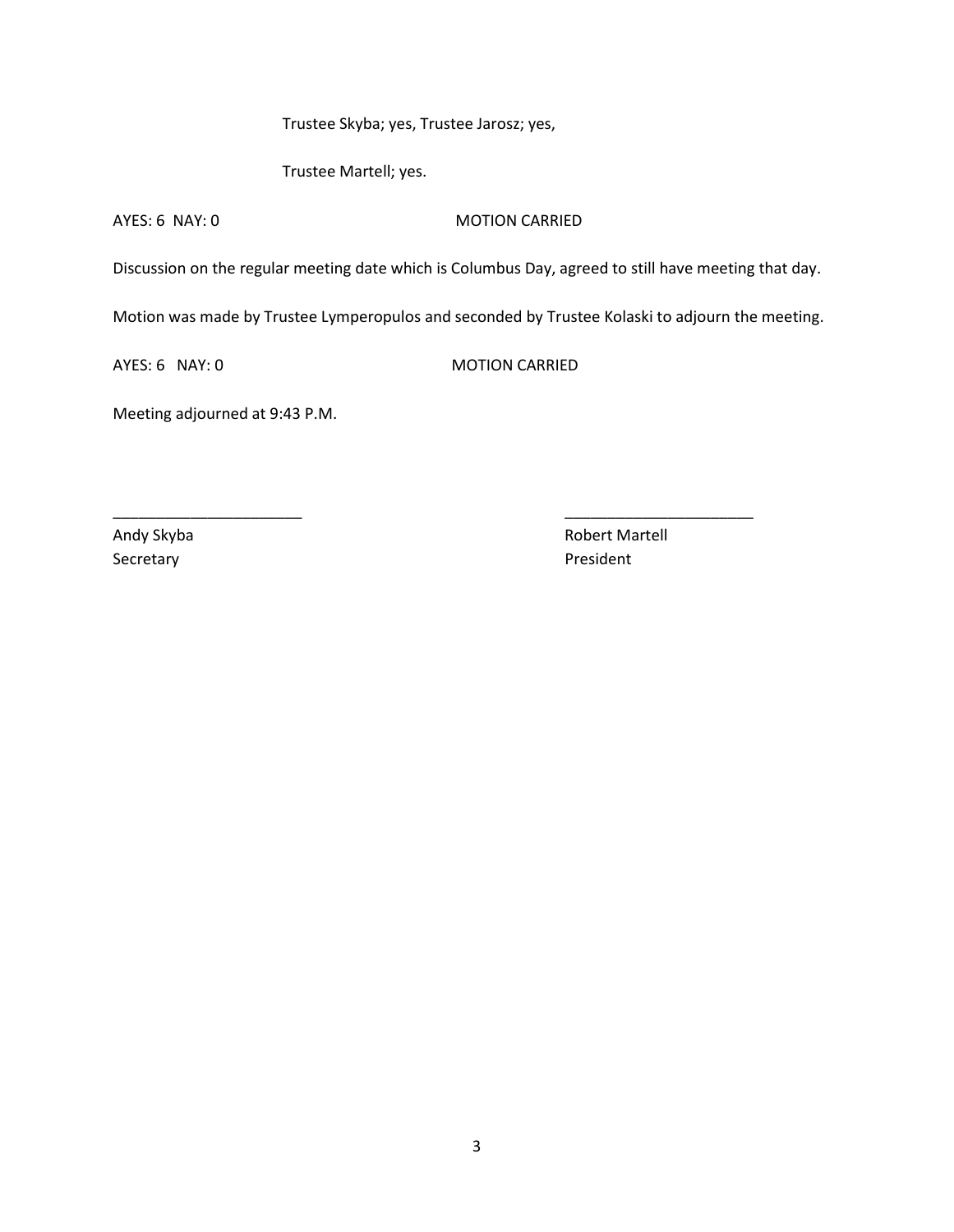Trustee Skyba; yes, Trustee Jarosz; yes,

Trustee Martell; yes.

AYES: 6 NAY: 0 MOTION CARRIED

Discussion on the regular meeting date which is Columbus Day, agreed to still have meeting that day.

Motion was made by Trustee Lymperopulos and seconded by Trustee Kolaski to adjourn the meeting.

AYES: 6 NAY: 0 MOTION CARRIED

Meeting adjourned at 9:43 P.M.

______________________ ______________________

Andy Skyba
Secretary

Robert Martell
President